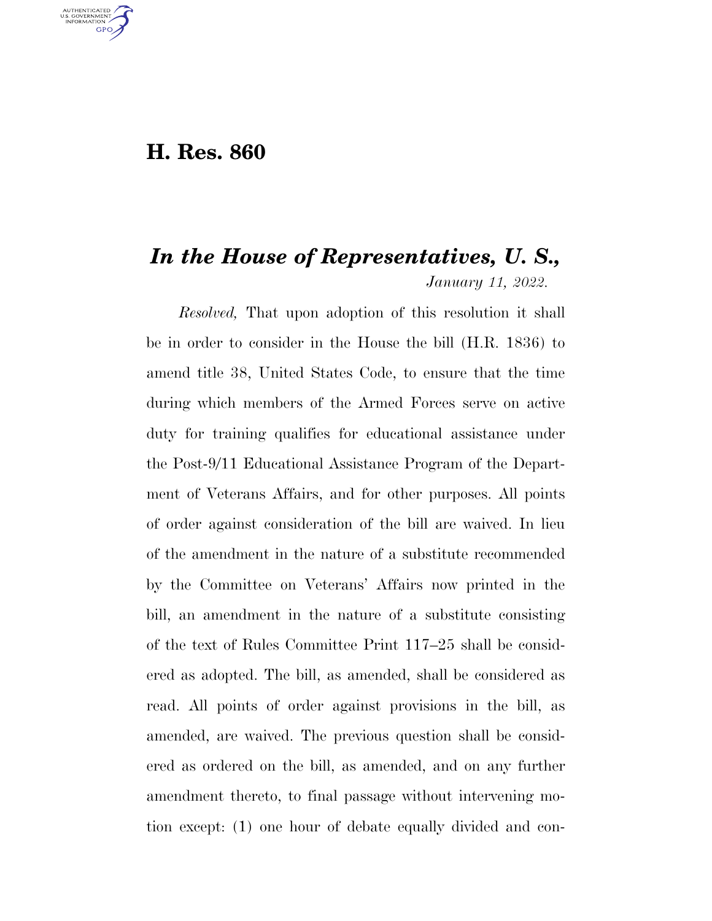# H. Res. 860

## *In the House of Representatives, U. S.,*

*January 11, 2022.*

*Resolved,* That upon adoption of this resolution it shall be in order to consider in the House the bill (H.R. 1836) to amend title 38, United States Code, to ensure that the time during which members of the Armed Forces serve on active duty for training qualifies for educational assistance under the Post-9/11 Educational Assistance Program of the Department of Veterans Affairs, and for other purposes. All points of order against consideration of the bill are waived. In lieu of the amendment in the nature of a substitute recommended by the Committee on Veterans' Affairs now printed in the bill, an amendment in the nature of a substitute consisting of the text of Rules Committee Print 117–25 shall be considered as adopted. The bill, as amended, shall be considered as read. All points of order against provisions in the bill, as amended, are waived. The previous question shall be considered as ordered on the bill, as amended, and on any further amendment thereto, to final passage without intervening motion except: (1) one hour of debate equally divided and con-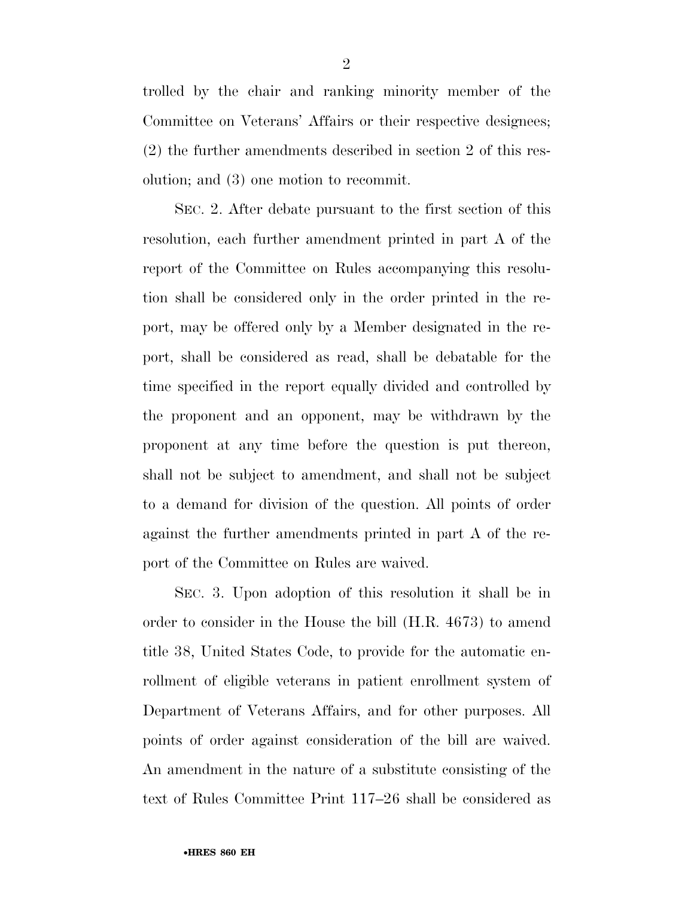trolled by the chair and ranking minority member of the Committee on Veterans' Affairs or their respective designees; (2) the further amendments described in section 2 of this resolution; and (3) one motion to recommit.

SEC. 2. After debate pursuant to the first section of this resolution, each further amendment printed in part A of the report of the Committee on Rules accompanying this resolution shall be considered only in the order printed in the report, may be offered only by a Member designated in the report, shall be considered as read, shall be debatable for the time specified in the report equally divided and controlled by the proponent and an opponent, may be withdrawn by the proponent at any time before the question is put thereon, shall not be subject to amendment, and shall not be subject to a demand for division of the question. All points of order against the further amendments printed in part A of the report of the Committee on Rules are waived.

SEC. 3. Upon adoption of this resolution it shall be in order to consider in the House the bill (H.R. 4673) to amend title 38, United States Code, to provide for the automatic enrollment of eligible veterans in patient enrollment system of Department of Veterans Affairs, and for other purposes. All points of order against consideration of the bill are waived. An amendment in the nature of a substitute consisting of the text of Rules Committee Print 117–26 shall be considered as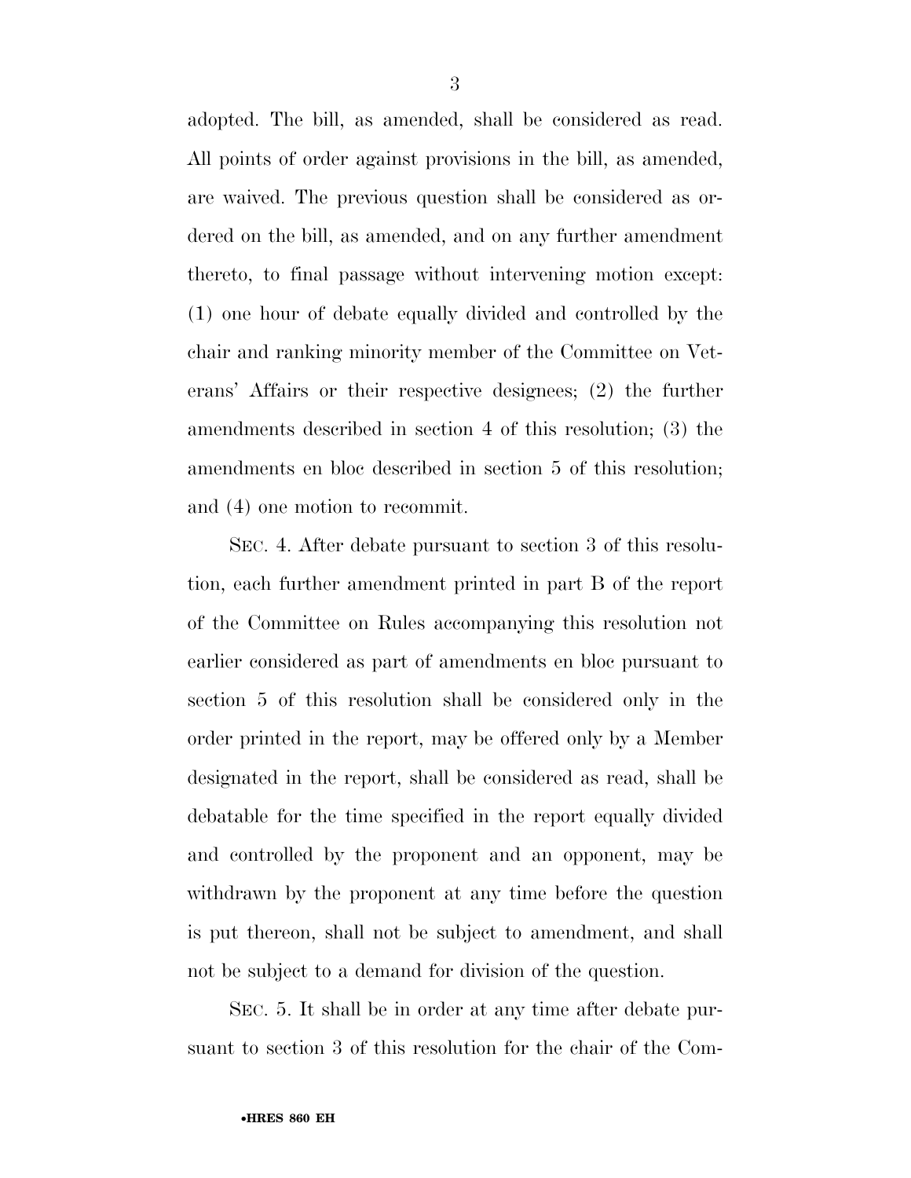adopted. The bill, as amended, shall be considered as read. All points of order against provisions in the bill, as amended, are waived. The previous question shall be considered as ordered on the bill, as amended, and on any further amendment thereto, to final passage without intervening motion except: (1) one hour of debate equally divided and controlled by the chair and ranking minority member of the Committee on Veterans' Affairs or their respective designees; (2) the further amendments described in section 4 of this resolution; (3) the amendments en bloc described in section 5 of this resolution; and (4) one motion to recommit.

SEC. 4. After debate pursuant to section 3 of this resolution, each further amendment printed in part B of the report of the Committee on Rules accompanying this resolution not earlier considered as part of amendments en bloc pursuant to section 5 of this resolution shall be considered only in the order printed in the report, may be offered only by a Member designated in the report, shall be considered as read, shall be debatable for the time specified in the report equally divided and controlled by the proponent and an opponent, may be withdrawn by the proponent at any time before the question is put thereon, shall not be subject to amendment, and shall not be subject to a demand for division of the question.

SEC. 5. It shall be in order at any time after debate pursuant to section 3 of this resolution for the chair of the Com-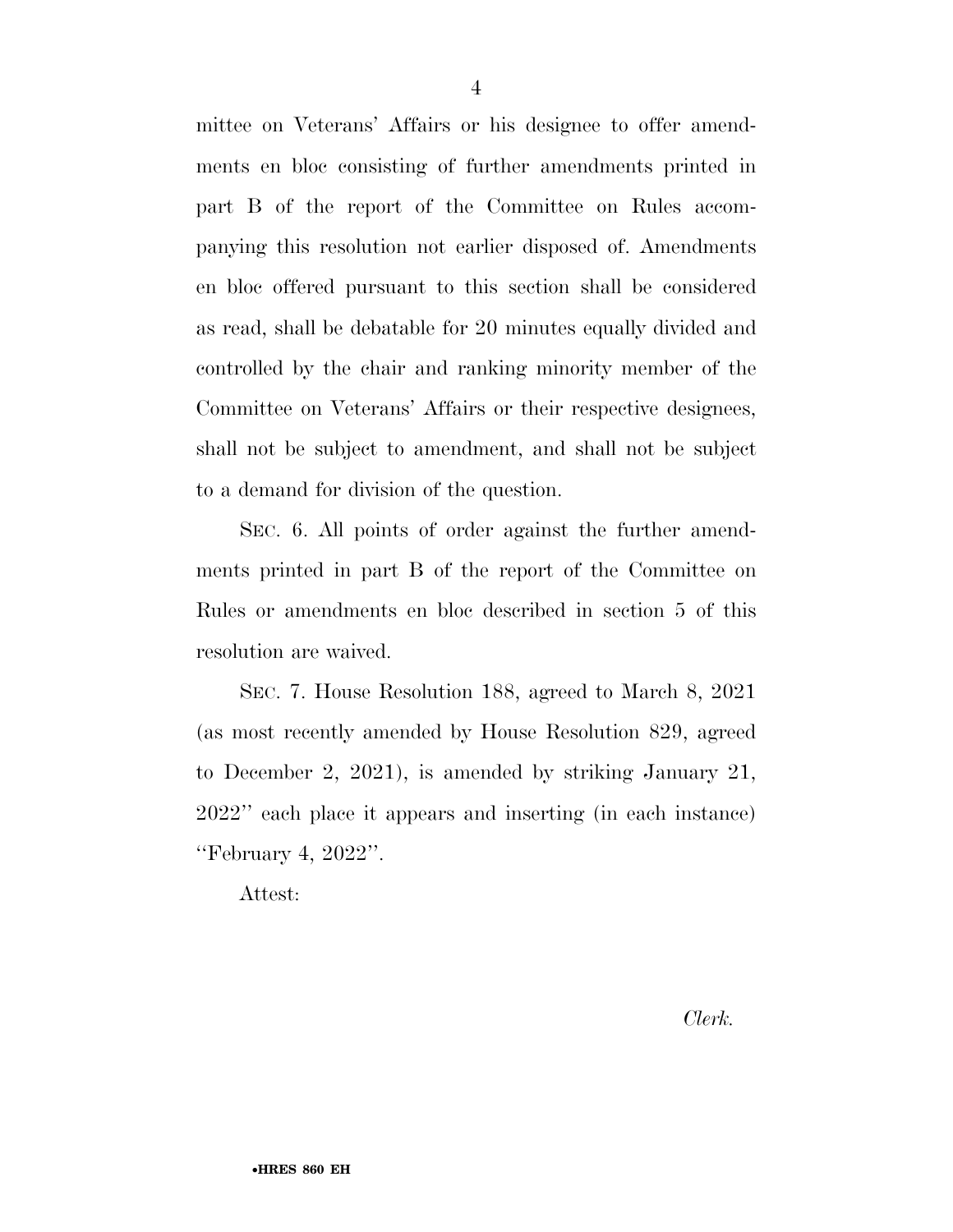mittee on Veterans' Affairs or his designee to offer amendments en bloc consisting of further amendments printed in part B of the report of the Committee on Rules accompanying this resolution not earlier disposed of. Amendments en bloc offered pursuant to this section shall be considered as read, shall be debatable for 20 minutes equally divided and controlled by the chair and ranking minority member of the Committee on Veterans' Affairs or their respective designees, shall not be subject to amendment, and shall not be subject to a demand for division of the question.

SEC. 6. All points of order against the further amendments printed in part B of the report of the Committee on Rules or amendments en bloc described in section 5 of this resolution are waived.

SEC. 7. House Resolution 188, agreed to March 8, 2021 (as most recently amended by House Resolution 829, agreed to December 2, 2021), is amended by striking January 21, 2022'' each place it appears and inserting (in each instance) ''February 4, 2022''.

Attest:

*Clerk.*

•HRES 860 EH